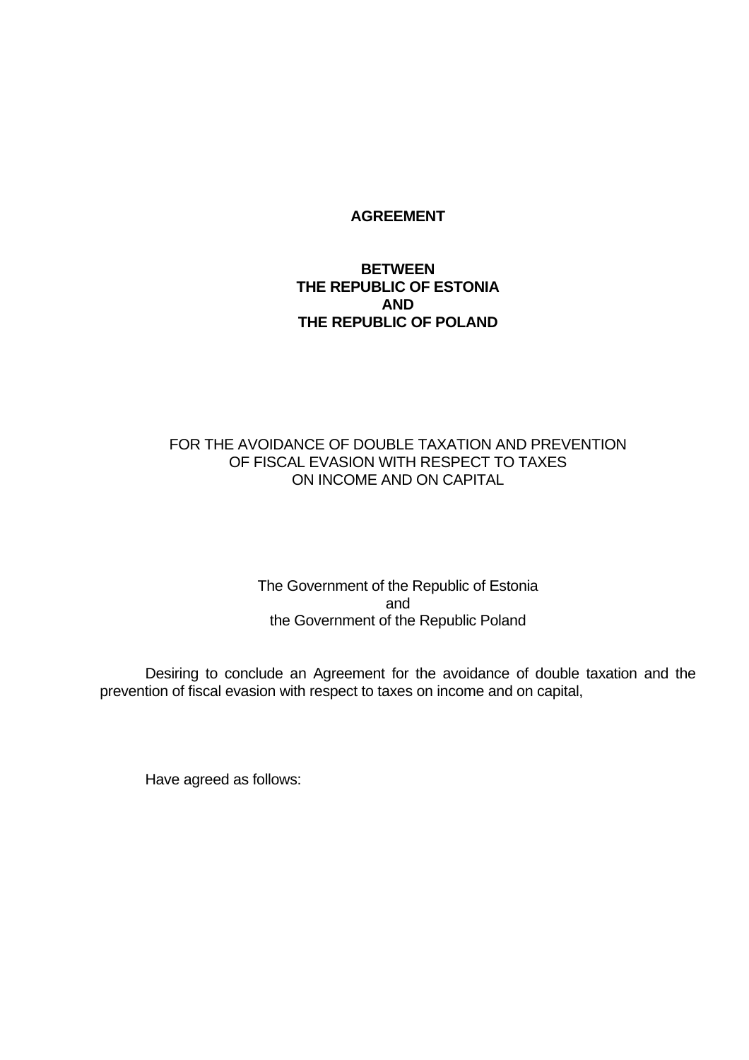# AGREEMENT

## BETWEEN
## THE REPUBLIC OF ESTONIA
## AND
## THE REPUBLIC OF POLAND

FOR THE AVOIDANCE OF DOUBLE TAXATION AND PREVENTION OF FISCAL EVASION WITH RESPECT TO TAXES ON INCOME AND ON CAPITAL

The Government of the Republic of Estonia
and
the Government of the Republic Poland

Desiring to conclude an Agreement for the avoidance of double taxation and the prevention of fiscal evasion with respect to taxes on income and on capital,

Have agreed as follows: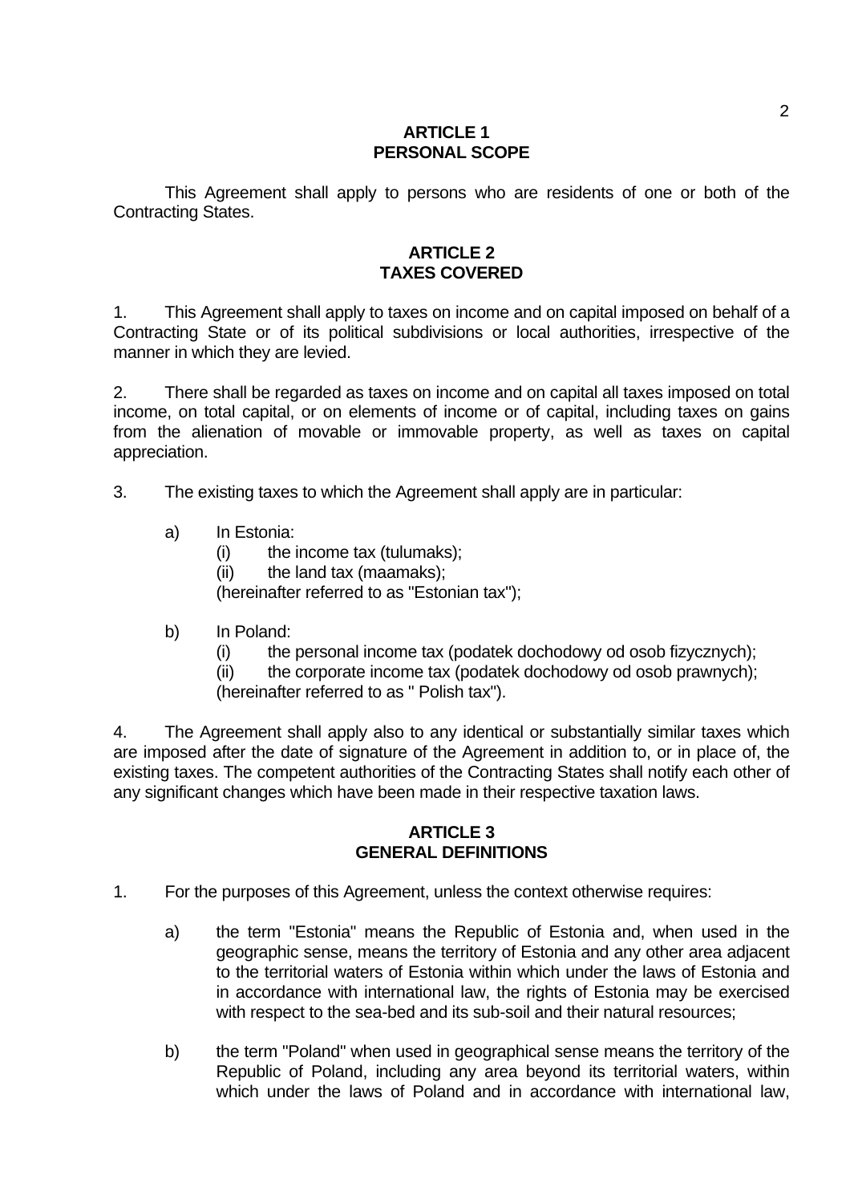## ARTICLE 1
## PERSONAL SCOPE

This Agreement shall apply to persons who are residents of one or both of the Contracting States.

## ARTICLE 2
## TAXES COVERED

1. This Agreement shall apply to taxes on income and on capital imposed on behalf of a Contracting State or of its political subdivisions or local authorities, irrespective of the manner in which they are levied.

2. There shall be regarded as taxes on income and on capital all taxes imposed on total income, on total capital, or on elements of income or of capital, including taxes on gains from the alienation of movable or immovable property, as well as taxes on capital appreciation.

3. The existing taxes to which the Agreement shall apply are in particular:

   a) In Estonia:
      (i) the income tax (tulumaks);
      (ii) the land tax (maamaks);
      (hereinafter referred to as "Estonian tax");

   b) In Poland:
      (i) the personal income tax (podatek dochodowy od osob fizycznych);
      (ii) the corporate income tax (podatek dochodowy od osob prawnych);
      (hereinafter referred to as " Polish tax").

4. The Agreement shall apply also to any identical or substantially similar taxes which are imposed after the date of signature of the Agreement in addition to, or in place of, the existing taxes. The competent authorities of the Contracting States shall notify each other of any significant changes which have been made in their respective taxation laws.

## ARTICLE 3
## GENERAL DEFINITIONS

1. For the purposes of this Agreement, unless the context otherwise requires:

   a) the term "Estonia" means the Republic of Estonia and, when used in the geographic sense, means the territory of Estonia and any other area adjacent to the territorial waters of Estonia within which under the laws of Estonia and in accordance with international law, the rights of Estonia may be exercised with respect to the sea-bed and its sub-soil and their natural resources;

   b) the term "Poland" when used in geographical sense means the territory of the Republic of Poland, including any area beyond its territorial waters, within which under the laws of Poland and in accordance with international law,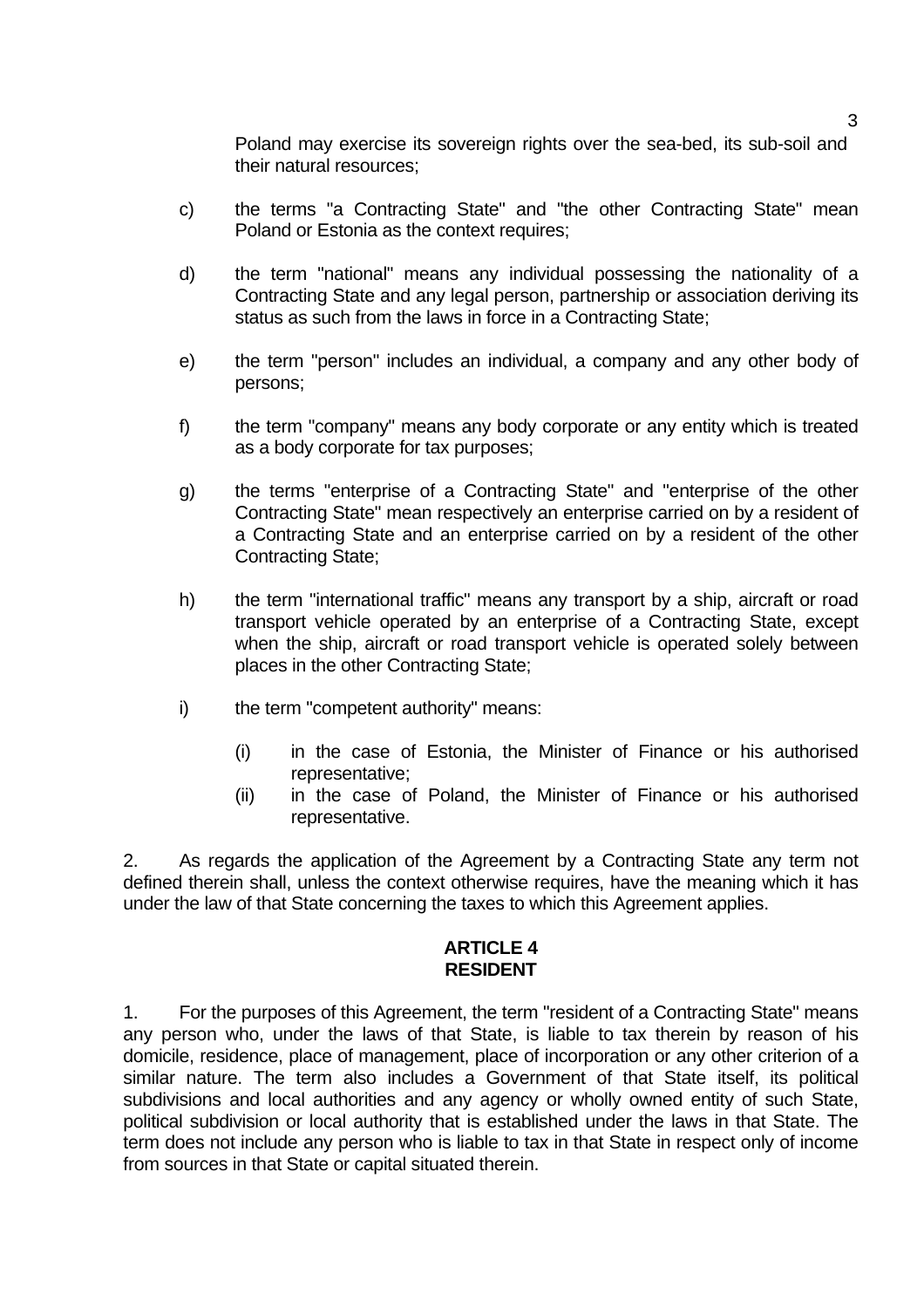Poland may exercise its sovereign rights over the sea-bed, its sub-soil and their natural resources;

c) the terms "a Contracting State" and "the other Contracting State" mean Poland or Estonia as the context requires;

d) the term "national" means any individual possessing the nationality of a Contracting State and any legal person, partnership or association deriving its status as such from the laws in force in a Contracting State;

e) the term "person" includes an individual, a company and any other body of persons;

f) the term "company" means any body corporate or any entity which is treated as a body corporate for tax purposes;

g) the terms "enterprise of a Contracting State" and "enterprise of the other Contracting State" mean respectively an enterprise carried on by a resident of a Contracting State and an enterprise carried on by a resident of the other Contracting State;

h) the term "international traffic" means any transport by a ship, aircraft or road transport vehicle operated by an enterprise of a Contracting State, except when the ship, aircraft or road transport vehicle is operated solely between places in the other Contracting State;

i) the term "competent authority" means:

   (i) in the case of Estonia, the Minister of Finance or his authorised representative;
   (ii) in the case of Poland, the Minister of Finance or his authorised representative.

2. As regards the application of the Agreement by a Contracting State any term not defined therein shall, unless the context otherwise requires, have the meaning which it has under the law of that State concerning the taxes to which this Agreement applies.

## ARTICLE 4
## RESIDENT

1. For the purposes of this Agreement, the term "resident of a Contracting State" means any person who, under the laws of that State, is liable to tax therein by reason of his domicile, residence, place of management, place of incorporation or any other criterion of a similar nature. The term also includes a Government of that State itself, its political subdivisions and local authorities and any agency or wholly owned entity of such State, political subdivision or local authority that is established under the laws in that State. The term does not include any person who is liable to tax in that State in respect only of income from sources in that State or capital situated therein.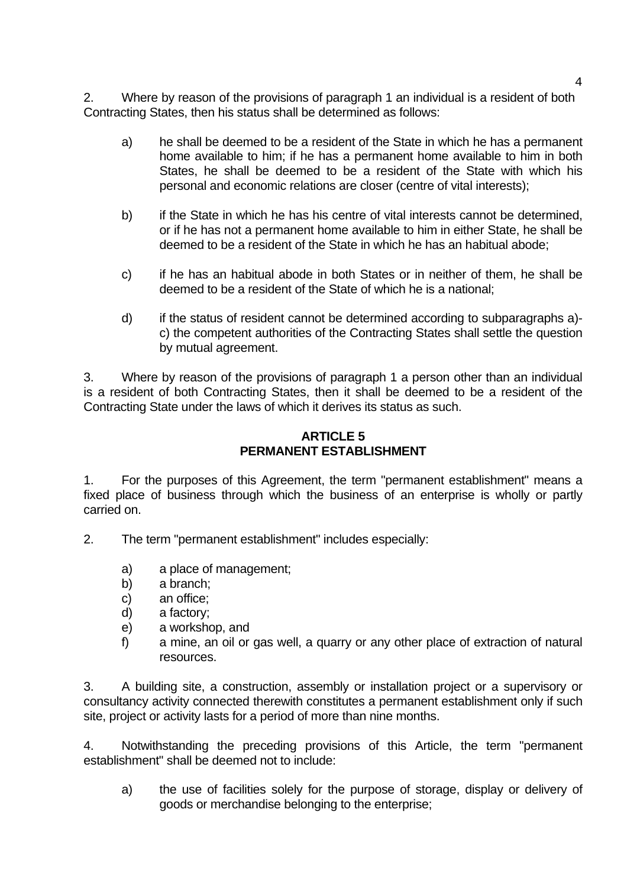2. Where by reason of the provisions of paragraph 1 an individual is a resident of both Contracting States, then his status shall be determined as follows:

a) he shall be deemed to be a resident of the State in which he has a permanent home available to him; if he has a permanent home available to him in both States, he shall be deemed to be a resident of the State with which his personal and economic relations are closer (centre of vital interests);

b) if the State in which he has his centre of vital interests cannot be determined, or if he has not a permanent home available to him in either State, he shall be deemed to be a resident of the State in which he has an habitual abode;

c) if he has an habitual abode in both States or in neither of them, he shall be deemed to be a resident of the State of which he is a national;

d) if the status of resident cannot be determined according to subparagraphs a)-c) the competent authorities of the Contracting States shall settle the question by mutual agreement.

3. Where by reason of the provisions of paragraph 1 a person other than an individual is a resident of both Contracting States, then it shall be deemed to be a resident of the Contracting State under the laws of which it derives its status as such.

## ARTICLE 5
## PERMANENT ESTABLISHMENT

1. For the purposes of this Agreement, the term "permanent establishment" means a fixed place of business through which the business of an enterprise is wholly or partly carried on.

2. The term "permanent establishment" includes especially:

a) a place of management;
b) a branch;
c) an office;
d) a factory;
e) a workshop, and
f) a mine, an oil or gas well, a quarry or any other place of extraction of natural resources.

3. A building site, a construction, assembly or installation project or a supervisory or consultancy activity connected therewith constitutes a permanent establishment only if such site, project or activity lasts for a period of more than nine months.

4. Notwithstanding the preceding provisions of this Article, the term "permanent establishment" shall be deemed not to include:

a) the use of facilities solely for the purpose of storage, display or delivery of goods or merchandise belonging to the enterprise;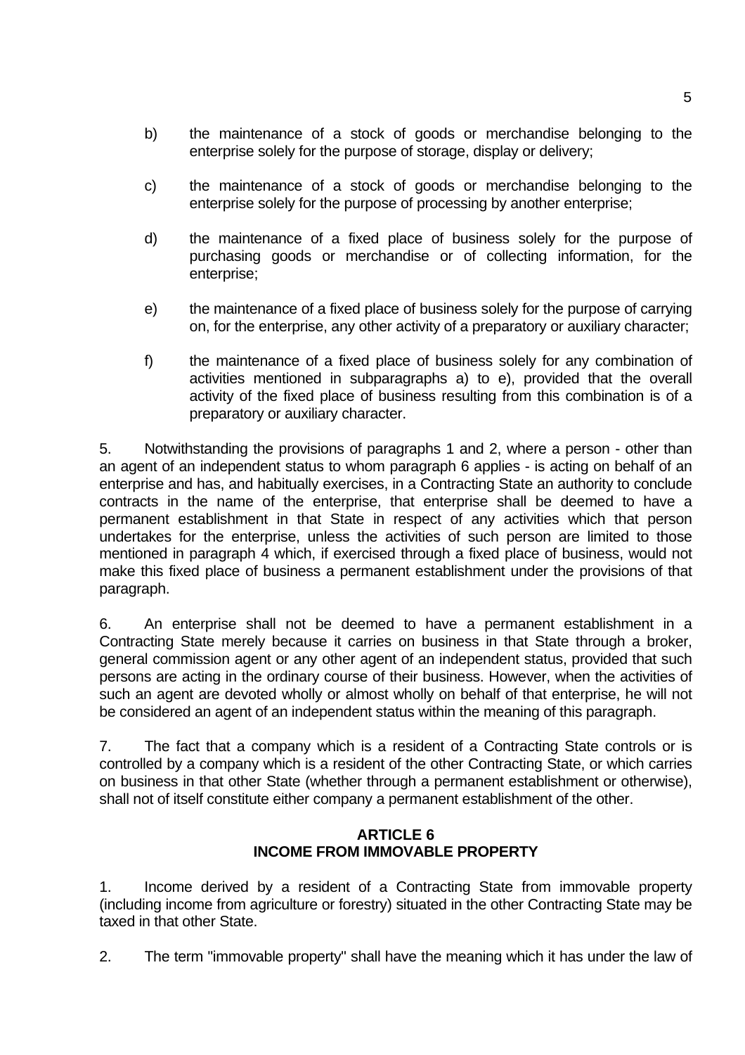b) the maintenance of a stock of goods or merchandise belonging to the enterprise solely for the purpose of storage, display or delivery;

c) the maintenance of a stock of goods or merchandise belonging to the enterprise solely for the purpose of processing by another enterprise;

d) the maintenance of a fixed place of business solely for the purpose of purchasing goods or merchandise or of collecting information, for the enterprise;

e) the maintenance of a fixed place of business solely for the purpose of carrying on, for the enterprise, any other activity of a preparatory or auxiliary character;

f) the maintenance of a fixed place of business solely for any combination of activities mentioned in subparagraphs a) to e), provided that the overall activity of the fixed place of business resulting from this combination is of a preparatory or auxiliary character.

5. Notwithstanding the provisions of paragraphs 1 and 2, where a person - other than an agent of an independent status to whom paragraph 6 applies - is acting on behalf of an enterprise and has, and habitually exercises, in a Contracting State an authority to conclude contracts in the name of the enterprise, that enterprise shall be deemed to have a permanent establishment in that State in respect of any activities which that person undertakes for the enterprise, unless the activities of such person are limited to those mentioned in paragraph 4 which, if exercised through a fixed place of business, would not make this fixed place of business a permanent establishment under the provisions of that paragraph.

6. An enterprise shall not be deemed to have a permanent establishment in a Contracting State merely because it carries on business in that State through a broker, general commission agent or any other agent of an independent status, provided that such persons are acting in the ordinary course of their business. However, when the activities of such an agent are devoted wholly or almost wholly on behalf of that enterprise, he will not be considered an agent of an independent status within the meaning of this paragraph.

7. The fact that a company which is a resident of a Contracting State controls or is controlled by a company which is a resident of the other Contracting State, or which carries on business in that other State (whether through a permanent establishment or otherwise), shall not of itself constitute either company a permanent establishment of the other.

## ARTICLE 6
## INCOME FROM IMMOVABLE PROPERTY

1. Income derived by a resident of a Contracting State from immovable property (including income from agriculture or forestry) situated in the other Contracting State may be taxed in that other State.

2. The term "immovable property" shall have the meaning which it has under the law of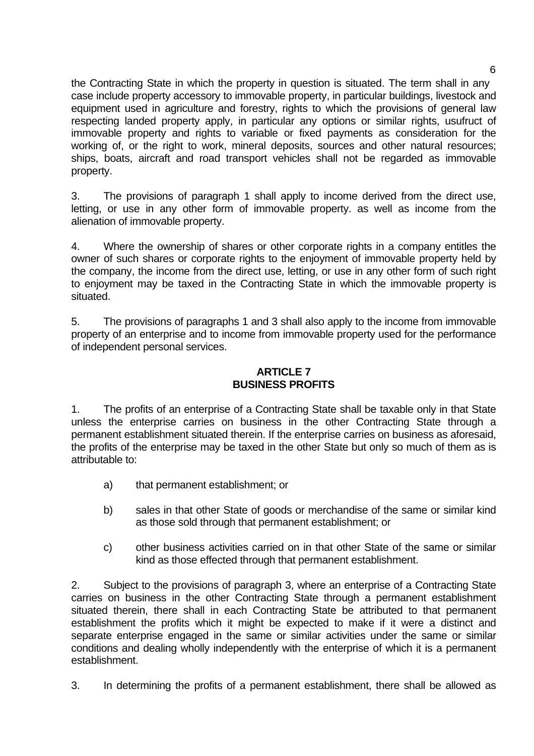the Contracting State in which the property in question is situated. The term shall in any case include property accessory to immovable property, in particular buildings, livestock and equipment used in agriculture and forestry, rights to which the provisions of general law respecting landed property apply, in particular any options or similar rights, usufruct of immovable property and rights to variable or fixed payments as consideration for the working of, or the right to work, mineral deposits, sources and other natural resources; ships, boats, aircraft and road transport vehicles shall not be regarded as immovable property.

3. The provisions of paragraph 1 shall apply to income derived from the direct use, letting, or use in any other form of immovable property. as well as income from the alienation of immovable property.

4. Where the ownership of shares or other corporate rights in a company entitles the owner of such shares or corporate rights to the enjoyment of immovable property held by the company, the income from the direct use, letting, or use in any other form of such right to enjoyment may be taxed in the Contracting State in which the immovable property is situated.

5. The provisions of paragraphs 1 and 3 shall also apply to the income from immovable property of an enterprise and to income from immovable property used for the performance of independent personal services.

## ARTICLE 7
## BUSINESS PROFITS

1. The profits of an enterprise of a Contracting State shall be taxable only in that State unless the enterprise carries on business in the other Contracting State through a permanent establishment situated therein. If the enterprise carries on business as aforesaid, the profits of the enterprise may be taxed in the other State but only so much of them as is attributable to:

a) that permanent establishment; or

b) sales in that other State of goods or merchandise of the same or similar kind as those sold through that permanent establishment; or

c) other business activities carried on in that other State of the same or similar kind as those effected through that permanent establishment.

2. Subject to the provisions of paragraph 3, where an enterprise of a Contracting State carries on business in the other Contracting State through a permanent establishment situated therein, there shall in each Contracting State be attributed to that permanent establishment the profits which it might be expected to make if it were a distinct and separate enterprise engaged in the same or similar activities under the same or similar conditions and dealing wholly independently with the enterprise of which it is a permanent establishment.

3. In determining the profits of a permanent establishment, there shall be allowed as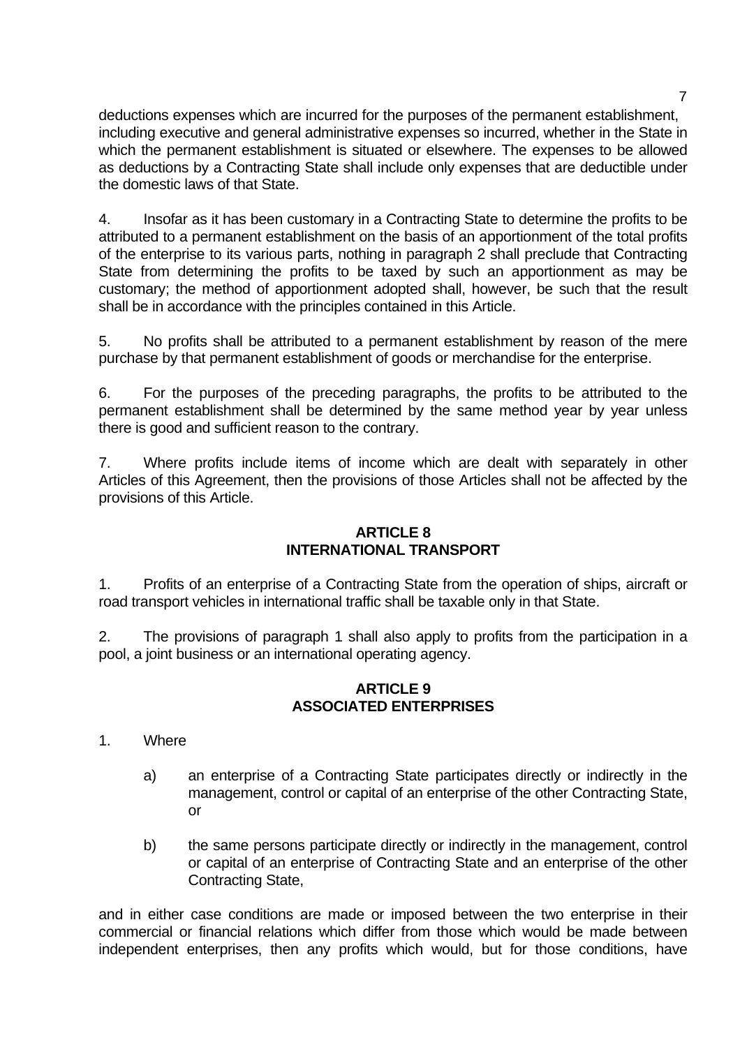deductions expenses which are incurred for the purposes of the permanent establishment, including executive and general administrative expenses so incurred, whether in the State in which the permanent establishment is situated or elsewhere. The expenses to be allowed as deductions by a Contracting State shall include only expenses that are deductible under the domestic laws of that State.

4. Insofar as it has been customary in a Contracting State to determine the profits to be attributed to a permanent establishment on the basis of an apportionment of the total profits of the enterprise to its various parts, nothing in paragraph 2 shall preclude that Contracting State from determining the profits to be taxed by such an apportionment as may be customary; the method of apportionment adopted shall, however, be such that the result shall be in accordance with the principles contained in this Article.

5. No profits shall be attributed to a permanent establishment by reason of the mere purchase by that permanent establishment of goods or merchandise for the enterprise.

6. For the purposes of the preceding paragraphs, the profits to be attributed to the permanent establishment shall be determined by the same method year by year unless there is good and sufficient reason to the contrary.

7. Where profits include items of income which are dealt with separately in other Articles of this Agreement, then the provisions of those Articles shall not be affected by the provisions of this Article.

## ARTICLE 8
## INTERNATIONAL TRANSPORT

1. Profits of an enterprise of a Contracting State from the operation of ships, aircraft or road transport vehicles in international traffic shall be taxable only in that State.

2. The provisions of paragraph 1 shall also apply to profits from the participation in a pool, a joint business or an international operating agency.

## ARTICLE 9
## ASSOCIATED ENTERPRISES

1. Where

   a) an enterprise of a Contracting State participates directly or indirectly in the management, control or capital of an enterprise of the other Contracting State, or

   b) the same persons participate directly or indirectly in the management, control or capital of an enterprise of Contracting State and an enterprise of the other Contracting State,

and in either case conditions are made or imposed between the two enterprise in their commercial or financial relations which differ from those which would be made between independent enterprises, then any profits which would, but for those conditions, have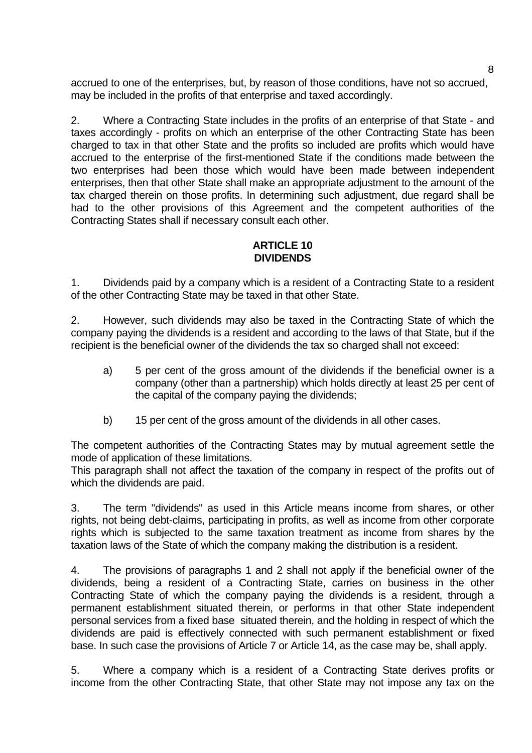accrued to one of the enterprises, but, by reason of those conditions, have not so accrued, may be included in the profits of that enterprise and taxed accordingly.

2. Where a Contracting State includes in the profits of an enterprise of that State - and taxes accordingly - profits on which an enterprise of the other Contracting State has been charged to tax in that other State and the profits so included are profits which would have accrued to the enterprise of the first-mentioned State if the conditions made between the two enterprises had been those which would have been made between independent enterprises, then that other State shall make an appropriate adjustment to the amount of the tax charged therein on those profits. In determining such adjustment, due regard shall be had to the other provisions of this Agreement and the competent authorities of the Contracting States shall if necessary consult each other.

## ARTICLE 10
## DIVIDENDS

1. Dividends paid by a company which is a resident of a Contracting State to a resident of the other Contracting State may be taxed in that other State.

2. However, such dividends may also be taxed in the Contracting State of which the company paying the dividends is a resident and according to the laws of that State, but if the recipient is the beneficial owner of the dividends the tax so charged shall not exceed:

a) 5 per cent of the gross amount of the dividends if the beneficial owner is a company (other than a partnership) which holds directly at least 25 per cent of the capital of the company paying the dividends;

b) 15 per cent of the gross amount of the dividends in all other cases.

The competent authorities of the Contracting States may by mutual agreement settle the mode of application of these limitations.
This paragraph shall not affect the taxation of the company in respect of the profits out of which the dividends are paid.

3. The term "dividends" as used in this Article means income from shares, or other rights, not being debt-claims, participating in profits, as well as income from other corporate rights which is subjected to the same taxation treatment as income from shares by the taxation laws of the State of which the company making the distribution is a resident.

4. The provisions of paragraphs 1 and 2 shall not apply if the beneficial owner of the dividends, being a resident of a Contracting State, carries on business in the other Contracting State of which the company paying the dividends is a resident, through a permanent establishment situated therein, or performs in that other State independent personal services from a fixed base situated therein, and the holding in respect of which the dividends are paid is effectively connected with such permanent establishment or fixed base. In such case the provisions of Article 7 or Article 14, as the case may be, shall apply.

5. Where a company which is a resident of a Contracting State derives profits or income from the other Contracting State, that other State may not impose any tax on the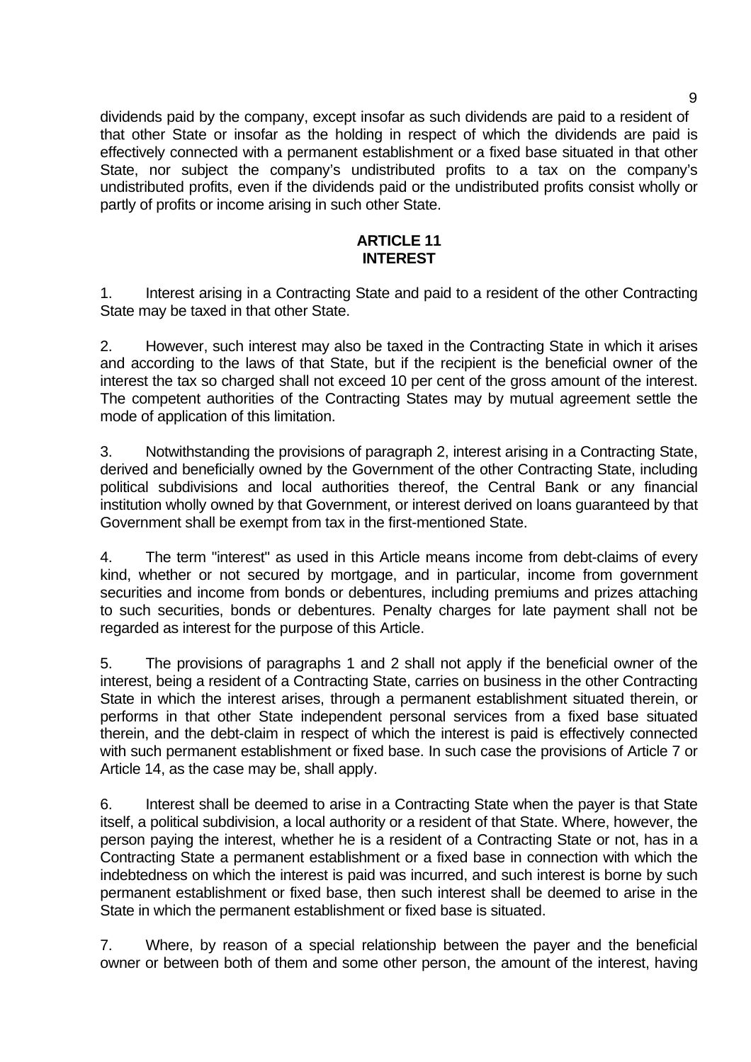dividends paid by the company, except insofar as such dividends are paid to a resident of that other State or insofar as the holding in respect of which the dividends are paid is effectively connected with a permanent establishment or a fixed base situated in that other State, nor subject the company's undistributed profits to a tax on the company's undistributed profits, even if the dividends paid or the undistributed profits consist wholly or partly of profits or income arising in such other State.

## ARTICLE 11
## INTEREST

1. Interest arising in a Contracting State and paid to a resident of the other Contracting State may be taxed in that other State.

2. However, such interest may also be taxed in the Contracting State in which it arises and according to the laws of that State, but if the recipient is the beneficial owner of the interest the tax so charged shall not exceed 10 per cent of the gross amount of the interest. The competent authorities of the Contracting States may by mutual agreement settle the mode of application of this limitation.

3. Notwithstanding the provisions of paragraph 2, interest arising in a Contracting State, derived and beneficially owned by the Government of the other Contracting State, including political subdivisions and local authorities thereof, the Central Bank or any financial institution wholly owned by that Government, or interest derived on loans guaranteed by that Government shall be exempt from tax in the first-mentioned State.

4. The term "interest" as used in this Article means income from debt-claims of every kind, whether or not secured by mortgage, and in particular, income from government securities and income from bonds or debentures, including premiums and prizes attaching to such securities, bonds or debentures. Penalty charges for late payment shall not be regarded as interest for the purpose of this Article.

5. The provisions of paragraphs 1 and 2 shall not apply if the beneficial owner of the interest, being a resident of a Contracting State, carries on business in the other Contracting State in which the interest arises, through a permanent establishment situated therein, or performs in that other State independent personal services from a fixed base situated therein, and the debt-claim in respect of which the interest is paid is effectively connected with such permanent establishment or fixed base. In such case the provisions of Article 7 or Article 14, as the case may be, shall apply.

6. Interest shall be deemed to arise in a Contracting State when the payer is that State itself, a political subdivision, a local authority or a resident of that State. Where, however, the person paying the interest, whether he is a resident of a Contracting State or not, has in a Contracting State a permanent establishment or a fixed base in connection with which the indebtedness on which the interest is paid was incurred, and such interest is borne by such permanent establishment or fixed base, then such interest shall be deemed to arise in the State in which the permanent establishment or fixed base is situated.

7. Where, by reason of a special relationship between the payer and the beneficial owner or between both of them and some other person, the amount of the interest, having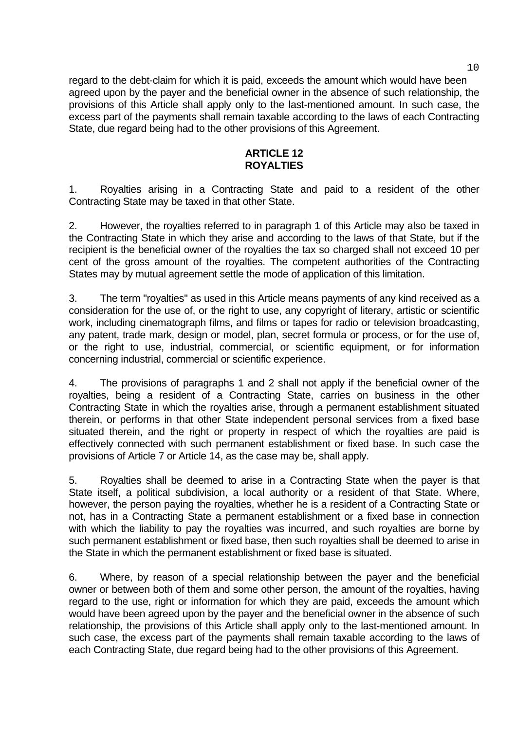regard to the debt-claim for which it is paid, exceeds the amount which would have been agreed upon by the payer and the beneficial owner in the absence of such relationship, the provisions of this Article shall apply only to the last-mentioned amount. In such case, the excess part of the payments shall remain taxable according to the laws of each Contracting State, due regard being had to the other provisions of this Agreement.

## ARTICLE 12
## ROYALTIES

1. Royalties arising in a Contracting State and paid to a resident of the other Contracting State may be taxed in that other State.

2. However, the royalties referred to in paragraph 1 of this Article may also be taxed in the Contracting State in which they arise and according to the laws of that State, but if the recipient is the beneficial owner of the royalties the tax so charged shall not exceed 10 per cent of the gross amount of the royalties. The competent authorities of the Contracting States may by mutual agreement settle the mode of application of this limitation.

3. The term "royalties" as used in this Article means payments of any kind received as a consideration for the use of, or the right to use, any copyright of literary, artistic or scientific work, including cinematograph films, and films or tapes for radio or television broadcasting, any patent, trade mark, design or model, plan, secret formula or process, or for the use of, or the right to use, industrial, commercial, or scientific equipment, or for information concerning industrial, commercial or scientific experience.

4. The provisions of paragraphs 1 and 2 shall not apply if the beneficial owner of the royalties, being a resident of a Contracting State, carries on business in the other Contracting State in which the royalties arise, through a permanent establishment situated therein, or performs in that other State independent personal services from a fixed base situated therein, and the right or property in respect of which the royalties are paid is effectively connected with such permanent establishment or fixed base. In such case the provisions of Article 7 or Article 14, as the case may be, shall apply.

5. Royalties shall be deemed to arise in a Contracting State when the payer is that State itself, a political subdivision, a local authority or a resident of that State. Where, however, the person paying the royalties, whether he is a resident of a Contracting State or not, has in a Contracting State a permanent establishment or a fixed base in connection with which the liability to pay the royalties was incurred, and such royalties are borne by such permanent establishment or fixed base, then such royalties shall be deemed to arise in the State in which the permanent establishment or fixed base is situated.

6. Where, by reason of a special relationship between the payer and the beneficial owner or between both of them and some other person, the amount of the royalties, having regard to the use, right or information for which they are paid, exceeds the amount which would have been agreed upon by the payer and the beneficial owner in the absence of such relationship, the provisions of this Article shall apply only to the last-mentioned amount. In such case, the excess part of the payments shall remain taxable according to the laws of each Contracting State, due regard being had to the other provisions of this Agreement.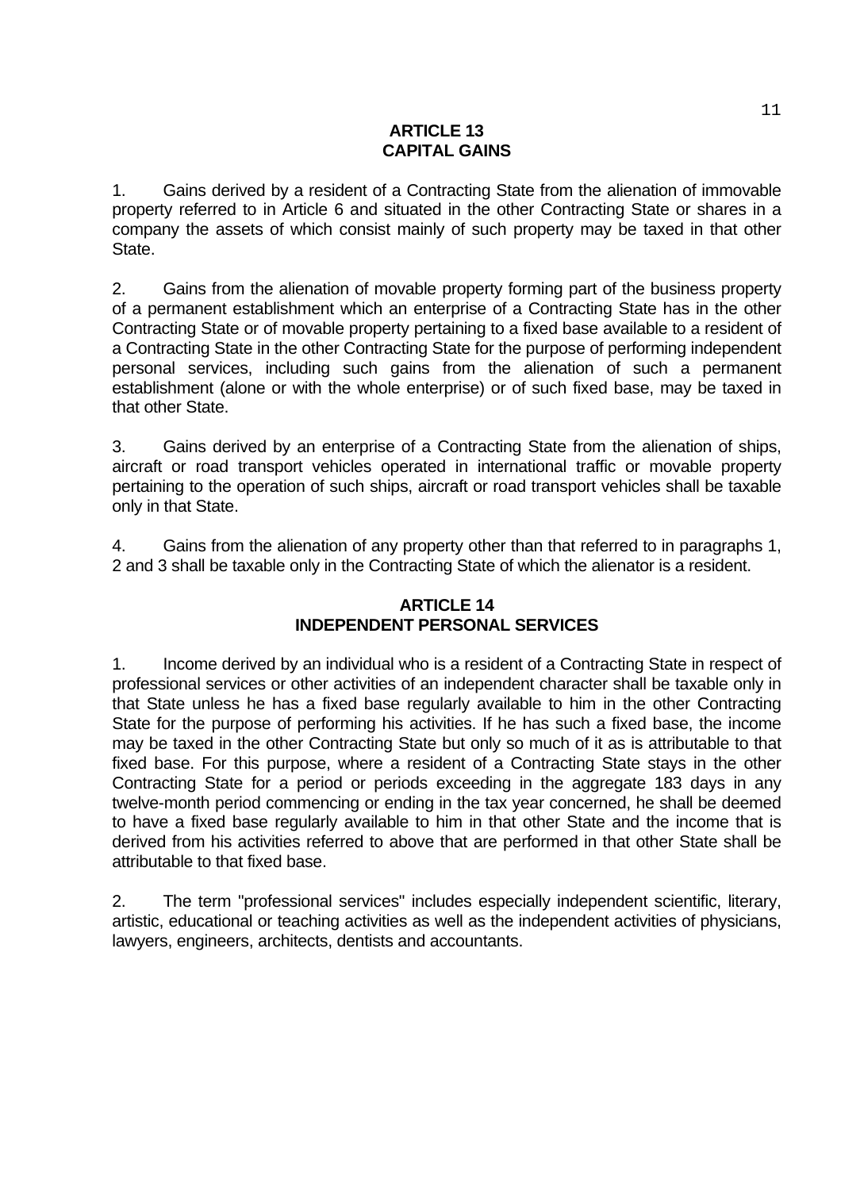## ARTICLE 13
## CAPITAL GAINS

1. Gains derived by a resident of a Contracting State from the alienation of immovable property referred to in Article 6 and situated in the other Contracting State or shares in a company the assets of which consist mainly of such property may be taxed in that other State.

2. Gains from the alienation of movable property forming part of the business property of a permanent establishment which an enterprise of a Contracting State has in the other Contracting State or of movable property pertaining to a fixed base available to a resident of a Contracting State in the other Contracting State for the purpose of performing independent personal services, including such gains from the alienation of such a permanent establishment (alone or with the whole enterprise) or of such fixed base, may be taxed in that other State.

3. Gains derived by an enterprise of a Contracting State from the alienation of ships, aircraft or road transport vehicles operated in international traffic or movable property pertaining to the operation of such ships, aircraft or road transport vehicles shall be taxable only in that State.

4. Gains from the alienation of any property other than that referred to in paragraphs 1, 2 and 3 shall be taxable only in the Contracting State of which the alienator is a resident.

## ARTICLE 14
## INDEPENDENT PERSONAL SERVICES

1. Income derived by an individual who is a resident of a Contracting State in respect of professional services or other activities of an independent character shall be taxable only in that State unless he has a fixed base regularly available to him in the other Contracting State for the purpose of performing his activities. If he has such a fixed base, the income may be taxed in the other Contracting State but only so much of it as is attributable to that fixed base. For this purpose, where a resident of a Contracting State stays in the other Contracting State for a period or periods exceeding in the aggregate 183 days in any twelve-month period commencing or ending in the tax year concerned, he shall be deemed to have a fixed base regularly available to him in that other State and the income that is derived from his activities referred to above that are performed in that other State shall be attributable to that fixed base.

2. The term "professional services" includes especially independent scientific, literary, artistic, educational or teaching activities as well as the independent activities of physicians, lawyers, engineers, architects, dentists and accountants.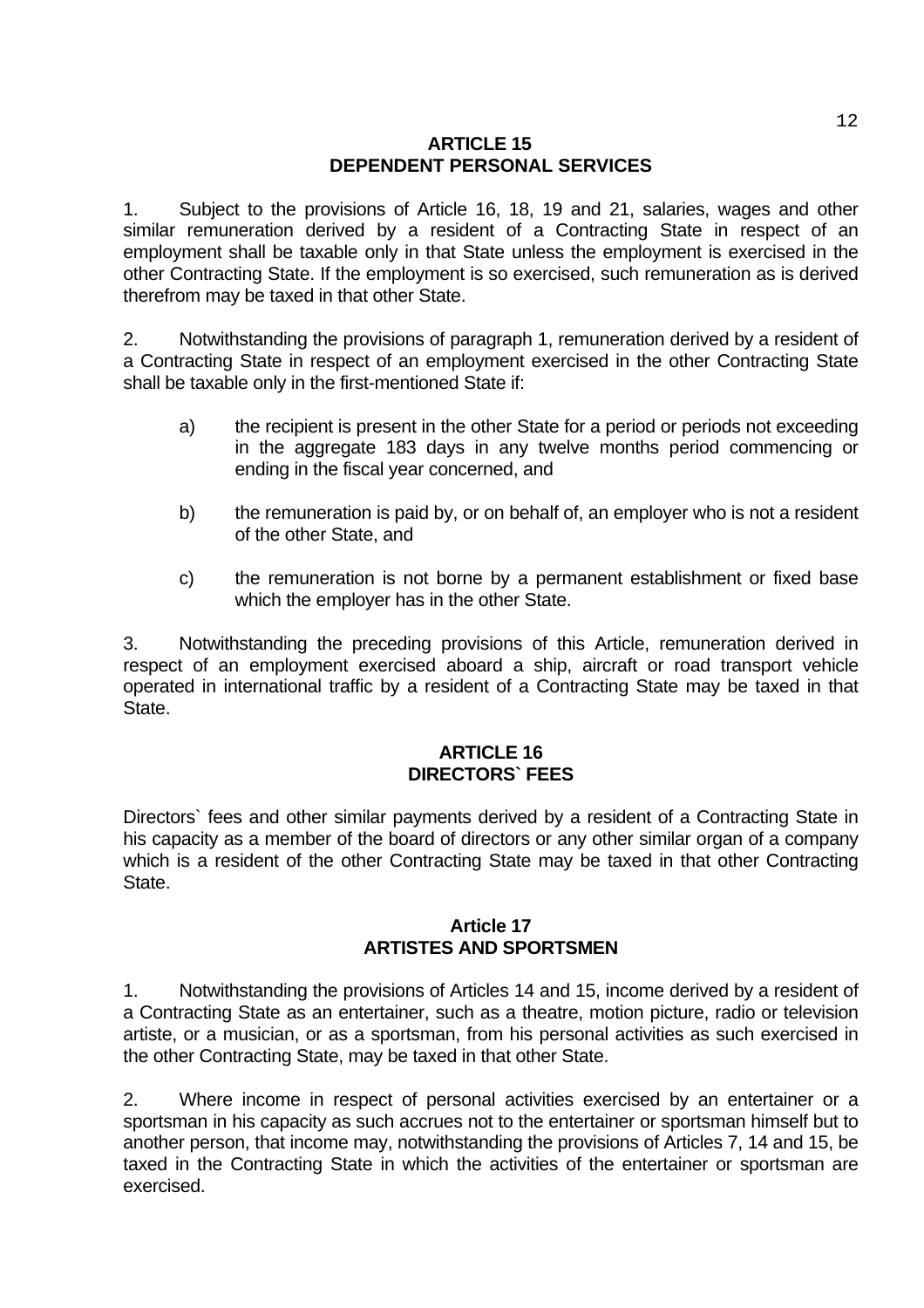## ARTICLE 15
## DEPENDENT PERSONAL SERVICES

1. Subject to the provisions of Article 16, 18, 19 and 21, salaries, wages and other similar remuneration derived by a resident of a Contracting State in respect of an employment shall be taxable only in that State unless the employment is exercised in the other Contracting State. If the employment is so exercised, such remuneration as is derived therefrom may be taxed in that other State.

2. Notwithstanding the provisions of paragraph 1, remuneration derived by a resident of a Contracting State in respect of an employment exercised in the other Contracting State shall be taxable only in the first-mentioned State if:

a) the recipient is present in the other State for a period or periods not exceeding in the aggregate 183 days in any twelve months period commencing or ending in the fiscal year concerned, and

b) the remuneration is paid by, or on behalf of, an employer who is not a resident of the other State, and

c) the remuneration is not borne by a permanent establishment or fixed base which the employer has in the other State.

3. Notwithstanding the preceding provisions of this Article, remuneration derived in respect of an employment exercised aboard a ship, aircraft or road transport vehicle operated in international traffic by a resident of a Contracting State may be taxed in that State.

## ARTICLE 16
## DIRECTORS` FEES

Directors` fees and other similar payments derived by a resident of a Contracting State in his capacity as a member of the board of directors or any other similar organ of a company which is a resident of the other Contracting State may be taxed in that other Contracting State.

## Article 17
## ARTISTES AND SPORTSMEN

1. Notwithstanding the provisions of Articles 14 and 15, income derived by a resident of a Contracting State as an entertainer, such as a theatre, motion picture, radio or television artiste, or a musician, or as a sportsman, from his personal activities as such exercised in the other Contracting State, may be taxed in that other State.

2. Where income in respect of personal activities exercised by an entertainer or a sportsman in his capacity as such accrues not to the entertainer or sportsman himself but to another person, that income may, notwithstanding the provisions of Articles 7, 14 and 15, be taxed in the Contracting State in which the activities of the entertainer or sportsman are exercised.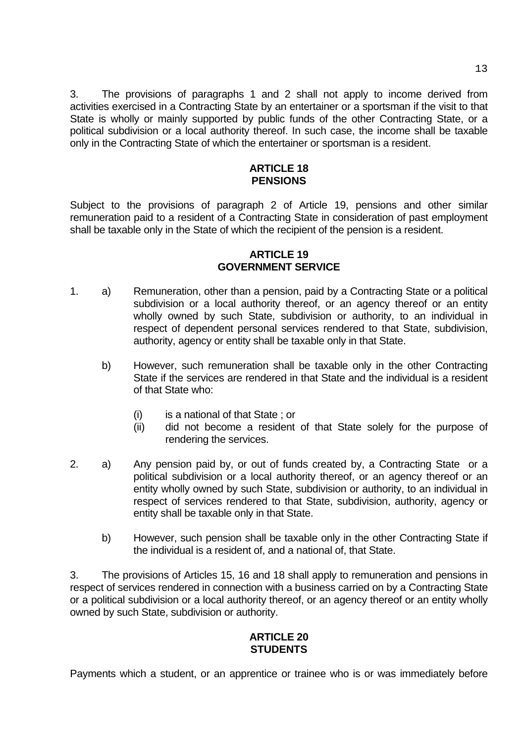3. The provisions of paragraphs 1 and 2 shall not apply to income derived from activities exercised in a Contracting State by an entertainer or a sportsman if the visit to that State is wholly or mainly supported by public funds of the other Contracting State, or a political subdivision or a local authority thereof. In such case, the income shall be taxable only in the Contracting State of which the entertainer or sportsman is a resident.

## ARTICLE 18
## PENSIONS

Subject to the provisions of paragraph 2 of Article 19, pensions and other similar remuneration paid to a resident of a Contracting State in consideration of past employment shall be taxable only in the State of which the recipient of the pension is a resident.

## ARTICLE 19
## GOVERNMENT SERVICE

1. a) Remuneration, other than a pension, paid by a Contracting State or a political subdivision or a local authority thereof, or an agency thereof or an entity wholly owned by such State, subdivision or authority, to an individual in respect of dependent personal services rendered to that State, subdivision, authority, agency or entity shall be taxable only in that State.

   b) However, such remuneration shall be taxable only in the other Contracting State if the services are rendered in that State and the individual is a resident of that State who:

      (i) is a national of that State ; or
      (ii) did not become a resident of that State solely for the purpose of rendering the services.

2. a) Any pension paid by, or out of funds created by, a Contracting State or a political subdivision or a local authority thereof, or an agency thereof or an entity wholly owned by such State, subdivision or authority, to an individual in respect of services rendered to that State, subdivision, authority, agency or entity shall be taxable only in that State.

   b) However, such pension shall be taxable only in the other Contracting State if the individual is a resident of, and a national of, that State.

3. The provisions of Articles 15, 16 and 18 shall apply to remuneration and pensions in respect of services rendered in connection with a business carried on by a Contracting State or a political subdivision or a local authority thereof, or an agency thereof or an entity wholly owned by such State, subdivision or authority.

## ARTICLE 20
## STUDENTS

Payments which a student, or an apprentice or trainee who is or was immediately before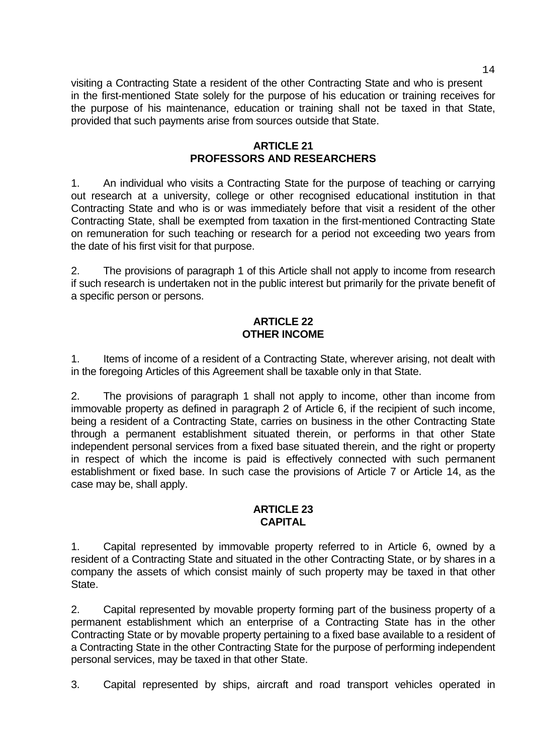visiting a Contracting State a resident of the other Contracting State and who is present in the first-mentioned State solely for the purpose of his education or training receives for the purpose of his maintenance, education or training shall not be taxed in that State, provided that such payments arise from sources outside that State.

**ARTICLE 21**
**PROFESSORS AND RESEARCHERS**

1. An individual who visits a Contracting State for the purpose of teaching or carrying out research at a university, college or other recognised educational institution in that Contracting State and who is or was immediately before that visit a resident of the other Contracting State, shall be exempted from taxation in the first-mentioned Contracting State on remuneration for such teaching or research for a period not exceeding two years from the date of his first visit for that purpose.

2. The provisions of paragraph 1 of this Article shall not apply to income from research if such research is undertaken not in the public interest but primarily for the private benefit of a specific person or persons.

**ARTICLE 22**
**OTHER INCOME**

1. Items of income of a resident of a Contracting State, wherever arising, not dealt with in the foregoing Articles of this Agreement shall be taxable only in that State.

2. The provisions of paragraph 1 shall not apply to income, other than income from immovable property as defined in paragraph 2 of Article 6, if the recipient of such income, being a resident of a Contracting State, carries on business in the other Contracting State through a permanent establishment situated therein, or performs in that other State independent personal services from a fixed base situated therein, and the right or property in respect of which the income is paid is effectively connected with such permanent establishment or fixed base. In such case the provisions of Article 7 or Article 14, as the case may be, shall apply.

**ARTICLE 23**
**CAPITAL**

1. Capital represented by immovable property referred to in Article 6, owned by a resident of a Contracting State and situated in the other Contracting State, or by shares in a company the assets of which consist mainly of such property may be taxed in that other State.

2. Capital represented by movable property forming part of the business property of a permanent establishment which an enterprise of a Contracting State has in the other Contracting State or by movable property pertaining to a fixed base available to a resident of a Contracting State in the other Contracting State for the purpose of performing independent personal services, may be taxed in that other State.

3. Capital represented by ships, aircraft and road transport vehicles operated in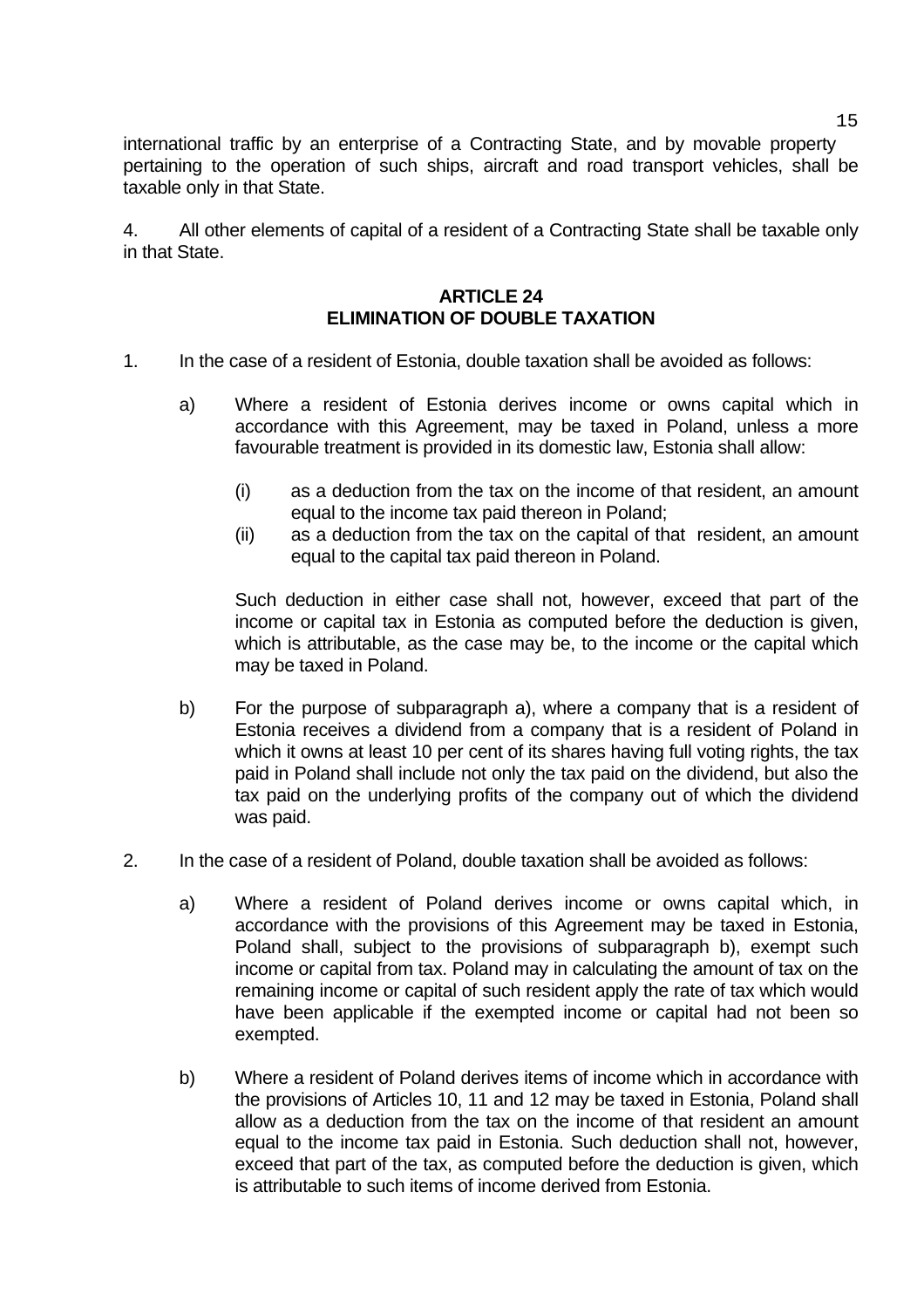international traffic by an enterprise of a Contracting State, and by movable property pertaining to the operation of such ships, aircraft and road transport vehicles, shall be taxable only in that State.

4. All other elements of capital of a resident of a Contracting State shall be taxable only in that State.

## ARTICLE 24
## ELIMINATION OF DOUBLE TAXATION

1. In the case of a resident of Estonia, double taxation shall be avoided as follows:

   a) Where a resident of Estonia derives income or owns capital which in accordance with this Agreement, may be taxed in Poland, unless a more favourable treatment is provided in its domestic law, Estonia shall allow:

      (i) as a deduction from the tax on the income of that resident, an amount equal to the income tax paid thereon in Poland;

      (ii) as a deduction from the tax on the capital of that resident, an amount equal to the capital tax paid thereon in Poland.

   Such deduction in either case shall not, however, exceed that part of the income or capital tax in Estonia as computed before the deduction is given, which is attributable, as the case may be, to the income or the capital which may be taxed in Poland.

   b) For the purpose of subparagraph a), where a company that is a resident of Estonia receives a dividend from a company that is a resident of Poland in which it owns at least 10 per cent of its shares having full voting rights, the tax paid in Poland shall include not only the tax paid on the dividend, but also the tax paid on the underlying profits of the company out of which the dividend was paid.

2. In the case of a resident of Poland, double taxation shall be avoided as follows:

   a) Where a resident of Poland derives income or owns capital which, in accordance with the provisions of this Agreement may be taxed in Estonia, Poland shall, subject to the provisions of subparagraph b), exempt such income or capital from tax. Poland may in calculating the amount of tax on the remaining income or capital of such resident apply the rate of tax which would have been applicable if the exempted income or capital had not been so exempted.

   b) Where a resident of Poland derives items of income which in accordance with the provisions of Articles 10, 11 and 12 may be taxed in Estonia, Poland shall allow as a deduction from the tax on the income of that resident an amount equal to the income tax paid in Estonia. Such deduction shall not, however, exceed that part of the tax, as computed before the deduction is given, which is attributable to such items of income derived from Estonia.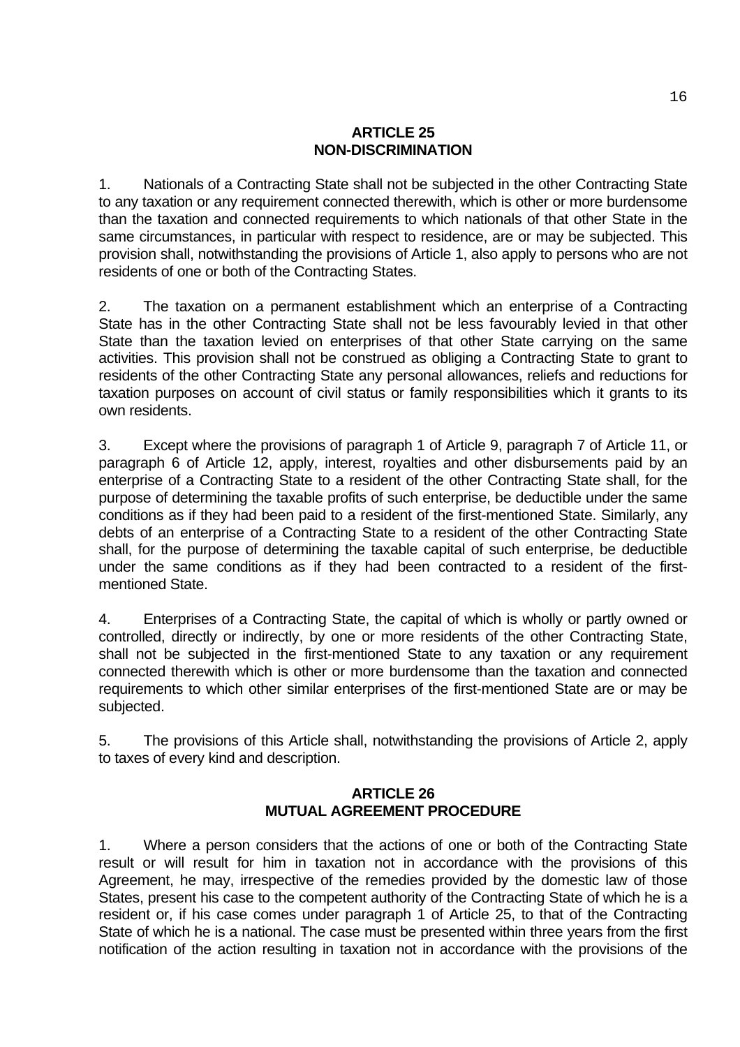## ARTICLE 25
## NON-DISCRIMINATION

1. Nationals of a Contracting State shall not be subjected in the other Contracting State to any taxation or any requirement connected therewith, which is other or more burdensome than the taxation and connected requirements to which nationals of that other State in the same circumstances, in particular with respect to residence, are or may be subjected. This provision shall, notwithstanding the provisions of Article 1, also apply to persons who are not residents of one or both of the Contracting States.

2. The taxation on a permanent establishment which an enterprise of a Contracting State has in the other Contracting State shall not be less favourably levied in that other State than the taxation levied on enterprises of that other State carrying on the same activities. This provision shall not be construed as obliging a Contracting State to grant to residents of the other Contracting State any personal allowances, reliefs and reductions for taxation purposes on account of civil status or family responsibilities which it grants to its own residents.

3. Except where the provisions of paragraph 1 of Article 9, paragraph 7 of Article 11, or paragraph 6 of Article 12, apply, interest, royalties and other disbursements paid by an enterprise of a Contracting State to a resident of the other Contracting State shall, for the purpose of determining the taxable profits of such enterprise, be deductible under the same conditions as if they had been paid to a resident of the first-mentioned State. Similarly, any debts of an enterprise of a Contracting State to a resident of the other Contracting State shall, for the purpose of determining the taxable capital of such enterprise, be deductible under the same conditions as if they had been contracted to a resident of the first-mentioned State.

4. Enterprises of a Contracting State, the capital of which is wholly or partly owned or controlled, directly or indirectly, by one or more residents of the other Contracting State, shall not be subjected in the first-mentioned State to any taxation or any requirement connected therewith which is other or more burdensome than the taxation and connected requirements to which other similar enterprises of the first-mentioned State are or may be subjected.

5. The provisions of this Article shall, notwithstanding the provisions of Article 2, apply to taxes of every kind and description.

## ARTICLE 26
## MUTUAL AGREEMENT PROCEDURE

1. Where a person considers that the actions of one or both of the Contracting State result or will result for him in taxation not in accordance with the provisions of this Agreement, he may, irrespective of the remedies provided by the domestic law of those States, present his case to the competent authority of the Contracting State of which he is a resident or, if his case comes under paragraph 1 of Article 25, to that of the Contracting State of which he is a national. The case must be presented within three years from the first notification of the action resulting in taxation not in accordance with the provisions of the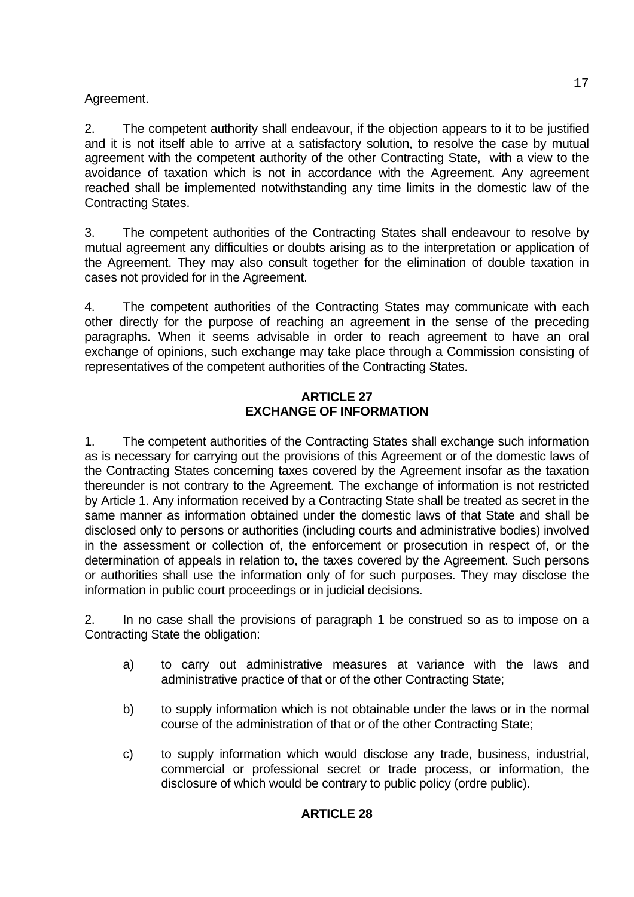Agreement.

2. The competent authority shall endeavour, if the objection appears to it to be justified and it is not itself able to arrive at a satisfactory solution, to resolve the case by mutual agreement with the competent authority of the other Contracting State, with a view to the avoidance of taxation which is not in accordance with the Agreement. Any agreement reached shall be implemented notwithstanding any time limits in the domestic law of the Contracting States.

3. The competent authorities of the Contracting States shall endeavour to resolve by mutual agreement any difficulties or doubts arising as to the interpretation or application of the Agreement. They may also consult together for the elimination of double taxation in cases not provided for in the Agreement.

4. The competent authorities of the Contracting States may communicate with each other directly for the purpose of reaching an agreement in the sense of the preceding paragraphs. When it seems advisable in order to reach agreement to have an oral exchange of opinions, such exchange may take place through a Commission consisting of representatives of the competent authorities of the Contracting States.

## ARTICLE 27
## EXCHANGE OF INFORMATION

1. The competent authorities of the Contracting States shall exchange such information as is necessary for carrying out the provisions of this Agreement or of the domestic laws of the Contracting States concerning taxes covered by the Agreement insofar as the taxation thereunder is not contrary to the Agreement. The exchange of information is not restricted by Article 1. Any information received by a Contracting State shall be treated as secret in the same manner as information obtained under the domestic laws of that State and shall be disclosed only to persons or authorities (including courts and administrative bodies) involved in the assessment or collection of, the enforcement or prosecution in respect of, or the determination of appeals in relation to, the taxes covered by the Agreement. Such persons or authorities shall use the information only of for such purposes. They may disclose the information in public court proceedings or in judicial decisions.

2. In no case shall the provisions of paragraph 1 be construed so as to impose on a Contracting State the obligation:

a) to carry out administrative measures at variance with the laws and administrative practice of that or of the other Contracting State;

b) to supply information which is not obtainable under the laws or in the normal course of the administration of that or of the other Contracting State;

c) to supply information which would disclose any trade, business, industrial, commercial or professional secret or trade process, or information, the disclosure of which would be contrary to public policy (ordre public).

## ARTICLE 28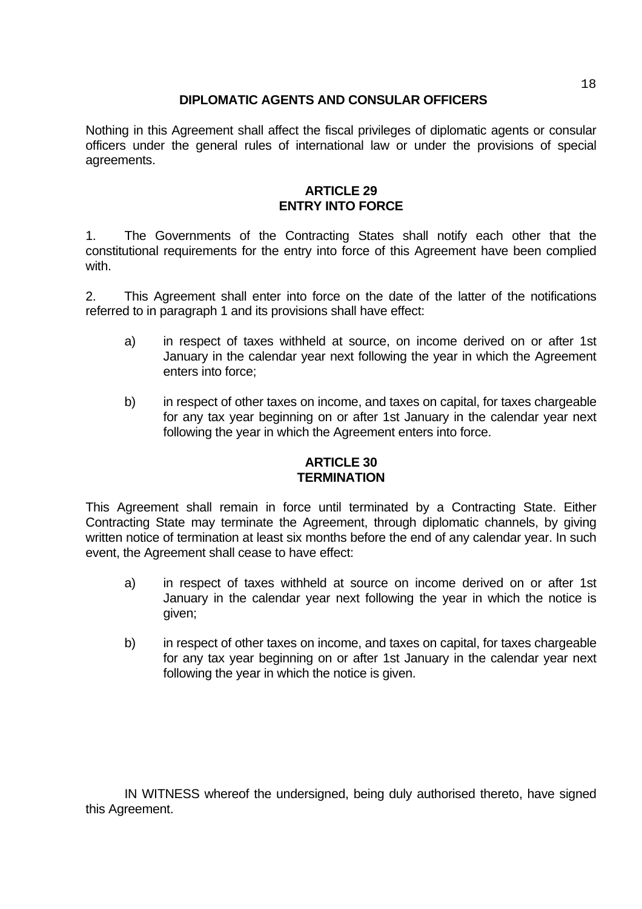## DIPLOMATIC AGENTS AND CONSULAR OFFICERS

Nothing in this Agreement shall affect the fiscal privileges of diplomatic agents or consular officers under the general rules of international law or under the provisions of special agreements.

## ARTICLE 29
## ENTRY INTO FORCE

1. The Governments of the Contracting States shall notify each other that the constitutional requirements for the entry into force of this Agreement have been complied with.

2. This Agreement shall enter into force on the date of the latter of the notifications referred to in paragraph 1 and its provisions shall have effect:

   a) in respect of taxes withheld at source, on income derived on or after 1st January in the calendar year next following the year in which the Agreement enters into force;

   b) in respect of other taxes on income, and taxes on capital, for taxes chargeable for any tax year beginning on or after 1st January in the calendar year next following the year in which the Agreement enters into force.

## ARTICLE 30
## TERMINATION

This Agreement shall remain in force until terminated by a Contracting State. Either Contracting State may terminate the Agreement, through diplomatic channels, by giving written notice of termination at least six months before the end of any calendar year. In such event, the Agreement shall cease to have effect:

   a) in respect of taxes withheld at source on income derived on or after 1st January in the calendar year next following the year in which the notice is given;

   b) in respect of other taxes on income, and taxes on capital, for taxes chargeable for any tax year beginning on or after 1st January in the calendar year next following the year in which the notice is given.

IN WITNESS whereof the undersigned, being duly authorised thereto, have signed this Agreement.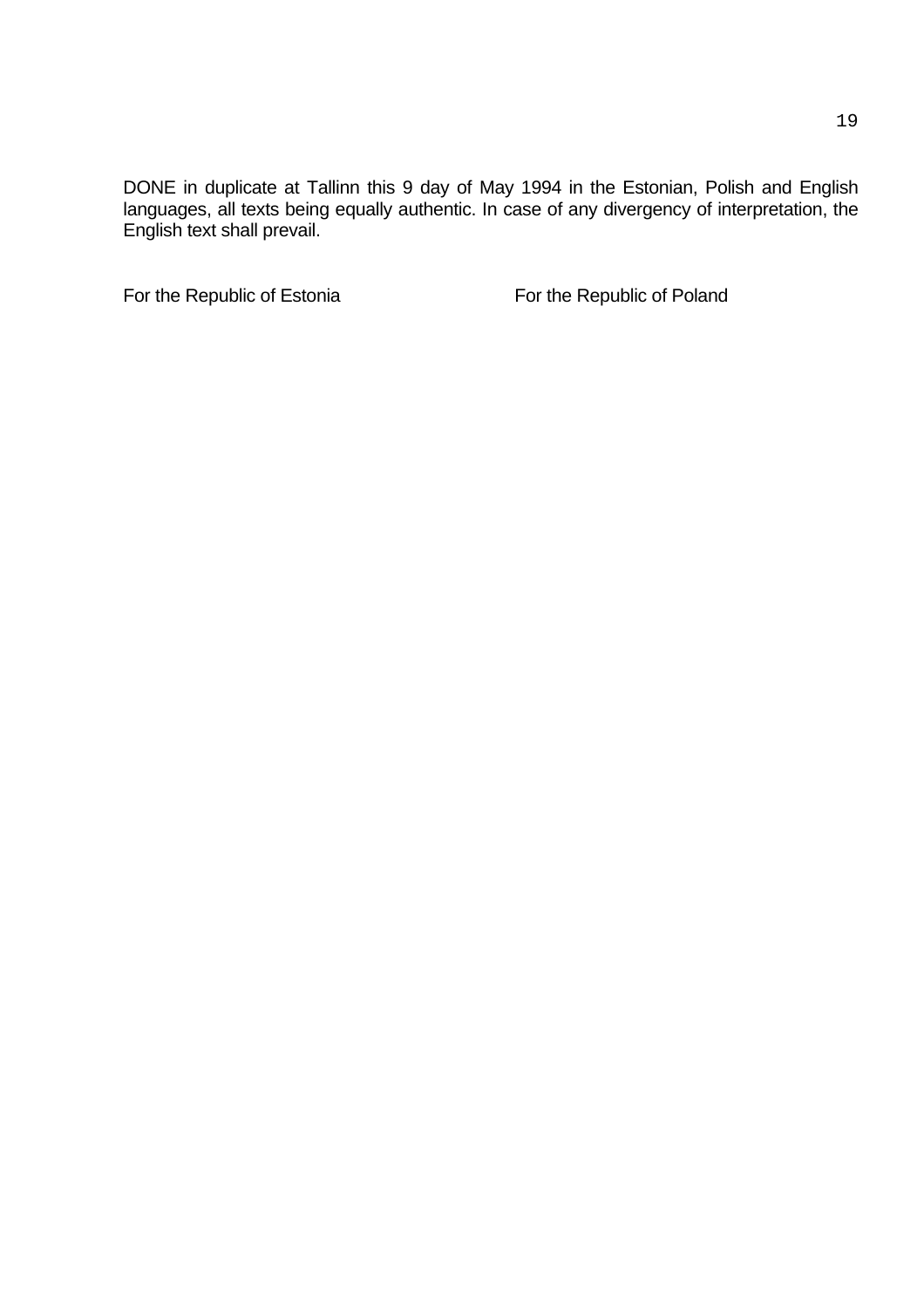DONE in duplicate at Tallinn this 9 day of May 1994 in the Estonian, Polish and English languages, all texts being equally authentic. In case of any divergency of interpretation, the English text shall prevail.

For the Republic of Estonia                                        For the Republic of Poland